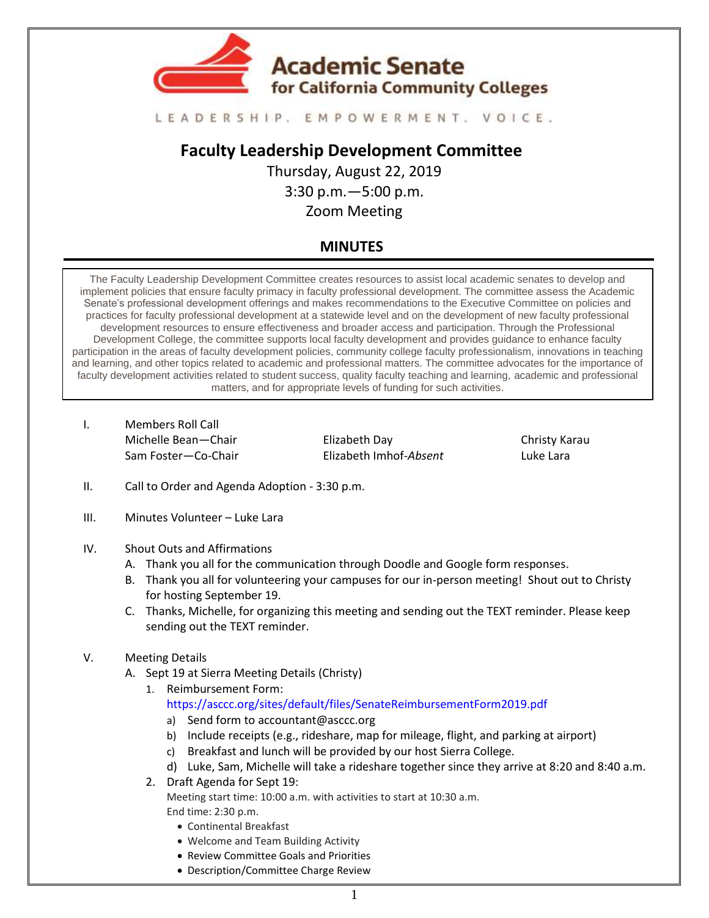# Academic Senate for California Community Colleges

LEADERSHIP. EMPOWERMENT. VOICE.

## Faculty Leadership Development Committee

Thursday, August 22, 2019

3:30 p.m.—5:00 p.m.

Zoom Meeting

## MINUTES

The Faculty Leadership Development Committee creates resources to assist local academic senates to develop and implement policies that ensure faculty primacy in faculty professional development. The committee assess the Academic Senate's professional development offerings and makes recommendations to the Executive Committee on policies and practices for faculty professional development at a statewide level and on the development of new faculty professional development resources to ensure effectiveness and broader access and participation. Through the Professional Development College, the committee supports local faculty development and provides guidance to enhance faculty participation in the areas of faculty development policies, community college faculty professionalism, innovations in teaching and learning, and other topics related to academic and professional matters. The committee advocates for the importance of faculty development activities related to student success, quality faculty teaching and learning, academic and professional matters, and for appropriate levels of funding for such activities.

I. Members Roll Call

| | | |
|---|---|---|
| Michelle Bean—Chair | Elizabeth Day | Christy Karau |
| Sam Foster—Co-Chair | Elizabeth Imhof-*Absent* | Luke Lara |

II. Call to Order and Agenda Adoption - 3:30 p.m.

III. Minutes Volunteer – Luke Lara

IV. Shout Outs and Affirmations

A. Thank you all for the communication through Doodle and Google form responses.

B. Thank you all for volunteering your campuses for our in-person meeting! Shout out to Christy for hosting September 19.

C. Thanks, Michelle, for organizing this meeting and sending out the TEXT reminder. Please keep sending out the TEXT reminder.

V. Meeting Details

A. Sept 19 at Sierra Meeting Details (Christy)

1. Reimbursement Form: https://asccc.org/sites/default/files/SenateReimbursementForm2019.pdf
   a) Send form to accountant@asccc.org
   b) Include receipts (e.g., rideshare, map for mileage, flight, and parking at airport)
   c) Breakfast and lunch will be provided by our host Sierra College.
   d) Luke, Sam, Michelle will take a rideshare together since they arrive at 8:20 and 8:40 a.m.

2. Draft Agenda for Sept 19:

   Meeting start time: 10:00 a.m. with activities to start at 10:30 a.m.

   End time: 2:30 p.m.

   - Continental Breakfast
   - Welcome and Team Building Activity
   - Review Committee Goals and Priorities
   - Description/Committee Charge Review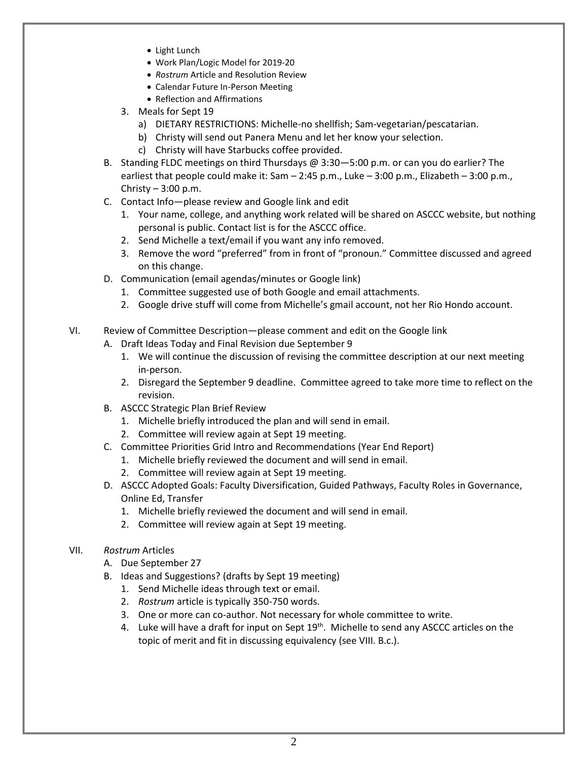- Light Lunch
- Work Plan/Logic Model for 2019-20
- *Rostrum* Article and Resolution Review
- Calendar Future In-Person Meeting
- Reflection and Affirmations

3. Meals for Sept 19
   a) DIETARY RESTRICTIONS: Michelle-no shellfish; Sam-vegetarian/pescatarian.
   b) Christy will send out Panera Menu and let her know your selection.
   c) Christy will have Starbucks coffee provided.

B. Standing FLDC meetings on third Thursdays @ 3:30—5:00 p.m. or can you do earlier? The earliest that people could make it: Sam – 2:45 p.m., Luke – 3:00 p.m., Elizabeth – 3:00 p.m., Christy – 3:00 p.m.

C. Contact Info—please review and Google link and edit
   1. Your name, college, and anything work related will be shared on ASCCC website, but nothing personal is public. Contact list is for the ASCCC office.
   2. Send Michelle a text/email if you want any info removed.
   3. Remove the word "preferred" from in front of "pronoun." Committee discussed and agreed on this change.

D. Communication (email agendas/minutes or Google link)
   1. Committee suggested use of both Google and email attachments.
   2. Google drive stuff will come from Michelle's gmail account, not her Rio Hondo account.

VI. Review of Committee Description—please comment and edit on the Google link

A. Draft Ideas Today and Final Revision due September 9
   1. We will continue the discussion of revising the committee description at our next meeting in-person.
   2. Disregard the September 9 deadline. Committee agreed to take more time to reflect on the revision.

B. ASCCC Strategic Plan Brief Review
   1. Michelle briefly introduced the plan and will send in email.
   2. Committee will review again at Sept 19 meeting.

C. Committee Priorities Grid Intro and Recommendations (Year End Report)
   1. Michelle briefly reviewed the document and will send in email.
   2. Committee will review again at Sept 19 meeting.

D. ASCCC Adopted Goals: Faculty Diversification, Guided Pathways, Faculty Roles in Governance, Online Ed, Transfer
   1. Michelle briefly reviewed the document and will send in email.
   2. Committee will review again at Sept 19 meeting.

VII. *Rostrum* Articles

A. Due September 27

B. Ideas and Suggestions? (drafts by Sept 19 meeting)
   1. Send Michelle ideas through text or email.
   2. *Rostrum* article is typically 350-750 words.
   3. One or more can co-author. Not necessary for whole committee to write.
   4. Luke will have a draft for input on Sept 19th. Michelle to send any ASCCC articles on the topic of merit and fit in discussing equivalency (see VIII. B.c.).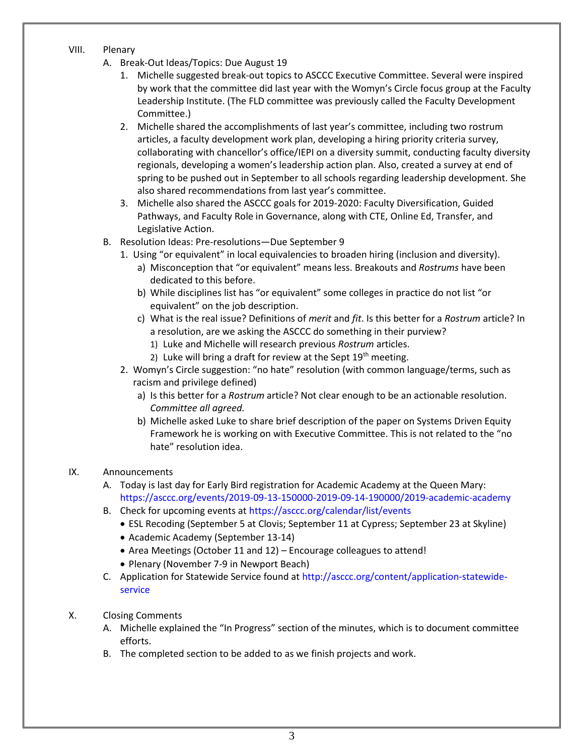VIII. Plenary

A. Break-Out Ideas/Topics: Due August 19

1. Michelle suggested break-out topics to ASCCC Executive Committee. Several were inspired by work that the committee did last year with the Womyn's Circle focus group at the Faculty Leadership Institute. (The FLD committee was previously called the Faculty Development Committee.)
2. Michelle shared the accomplishments of last year's committee, including two rostrum articles, a faculty development work plan, developing a hiring priority criteria survey, collaborating with chancellor's office/IEPI on a diversity summit, conducting faculty diversity regionals, developing a women's leadership action plan. Also, created a survey at end of spring to be pushed out in September to all schools regarding leadership development. She also shared recommendations from last year's committee.
3. Michelle also shared the ASCCC goals for 2019-2020: Faculty Diversification, Guided Pathways, and Faculty Role in Governance, along with CTE, Online Ed, Transfer, and Legislative Action.

B. Resolution Ideas: Pre-resolutions—Due September 9

1. Using "or equivalent" in local equivalencies to broaden hiring (inclusion and diversity).
   a) Misconception that "or equivalent" means less. Breakouts and *Rostrums* have been dedicated to this before.
   b) While disciplines list has "or equivalent" some colleges in practice do not list "or equivalent" on the job description.
   c) What is the real issue? Definitions of *merit* and *fit*. Is this better for a *Rostrum* article? In a resolution, are we asking the ASCCC do something in their purview?
      1) Luke and Michelle will research previous *Rostrum* articles.
      2) Luke will bring a draft for review at the Sept 19th meeting.
2. Womyn's Circle suggestion: "no hate" resolution (with common language/terms, such as racism and privilege defined)
   a) Is this better for a *Rostrum* article? Not clear enough to be an actionable resolution. *Committee all agreed.*
   b) Michelle asked Luke to share brief description of the paper on Systems Driven Equity Framework he is working on with Executive Committee. This is not related to the "no hate" resolution idea.

IX. Announcements

A. Today is last day for Early Bird registration for Academic Academy at the Queen Mary: https://asccc.org/events/2019-09-13-150000-2019-09-14-190000/2019-academic-academy

B. Check for upcoming events at https://asccc.org/calendar/list/events
- ESL Recoding (September 5 at Clovis; September 11 at Cypress; September 23 at Skyline)
- Academic Academy (September 13-14)
- Area Meetings (October 11 and 12) – Encourage colleagues to attend!
- Plenary (November 7-9 in Newport Beach)

C. Application for Statewide Service found at http://asccc.org/content/application-statewide-service

X. Closing Comments

A. Michelle explained the "In Progress" section of the minutes, which is to document committee efforts.

B. The completed section to be added to as we finish projects and work.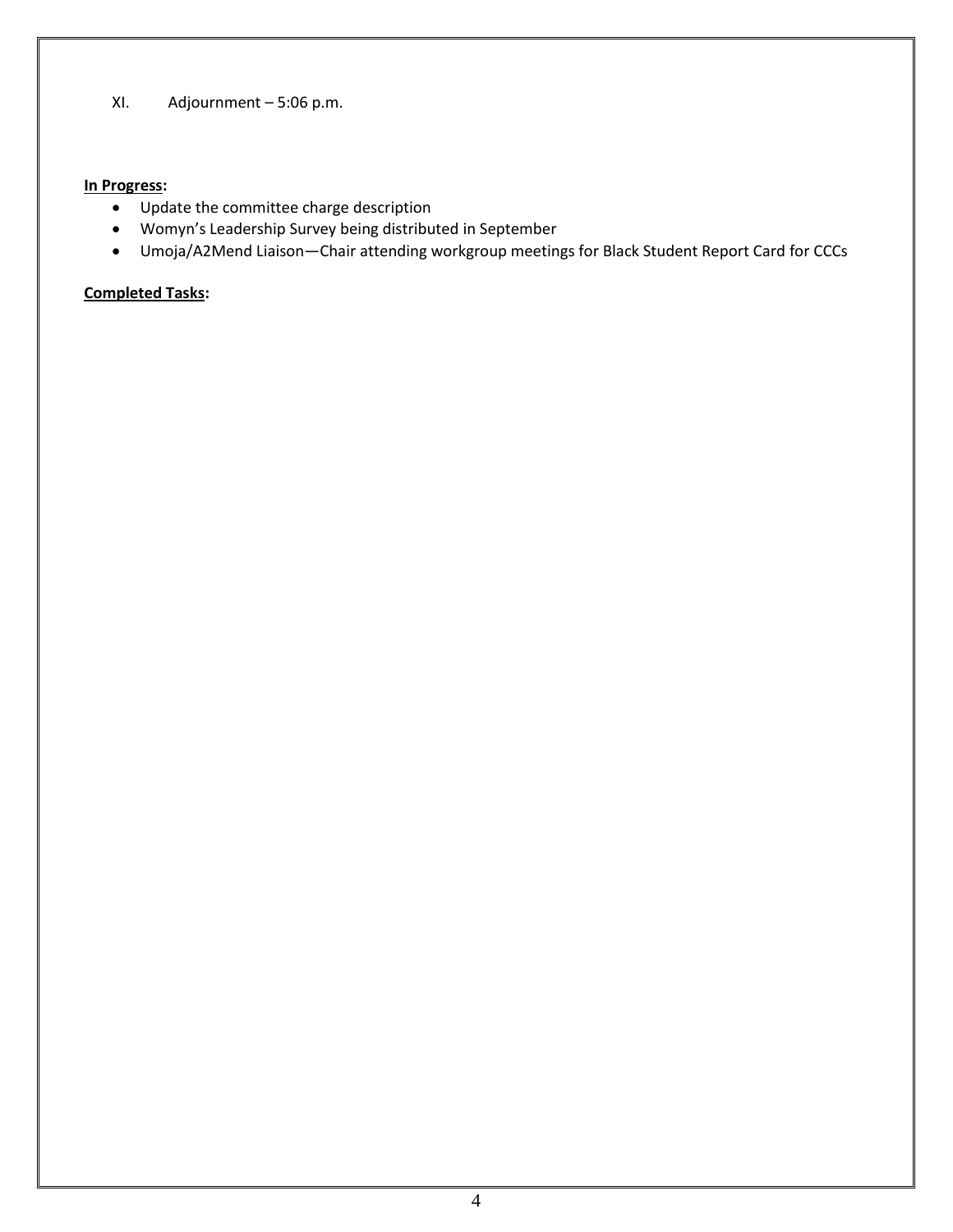XI. Adjournment – 5:06 p.m.

**In Progress:**

- Update the committee charge description
- Womyn's Leadership Survey being distributed in September
- Umoja/A2Mend Liaison—Chair attending workgroup meetings for Black Student Report Card for CCCs

**Completed Tasks:**